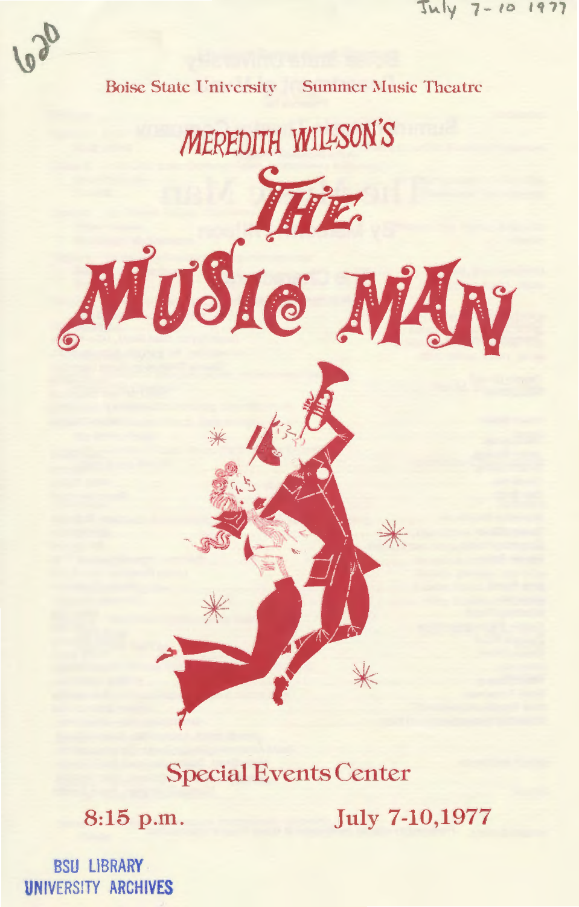620

July 7-10 1977

Boise State University Summer Music Theatre

# MEREDITH WILLSON'S

# THE MUSIC MAN

## Special Events Center

8:15 p.m.

July 7-10,1977

BSU LIBRARY
UNIVERSITY ARCHIVES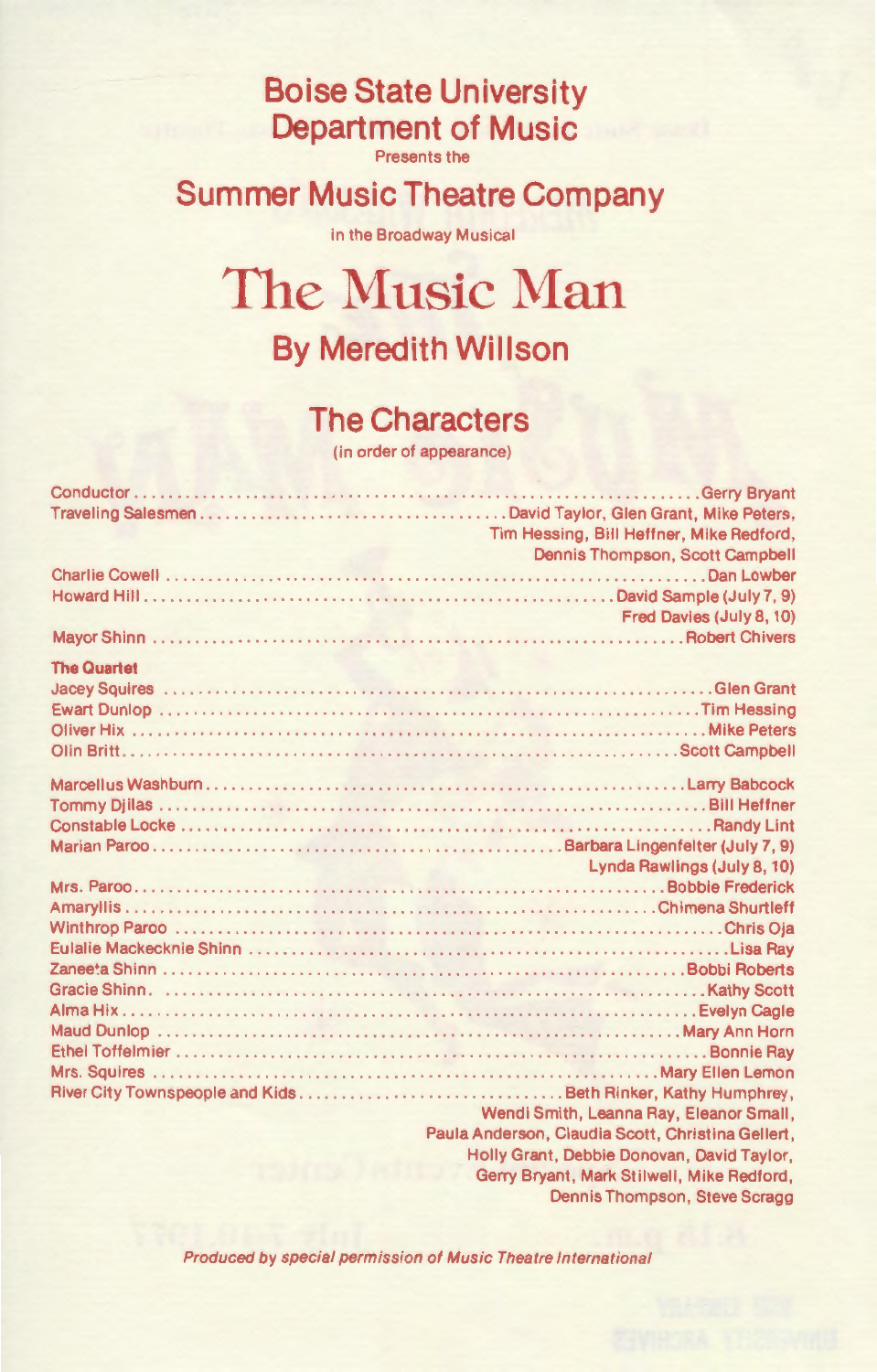# Boise State University Department of Music

Presents the

## Summer Music Theatre Company

in the Broadway Musical

# The Music Man

## By Meredith Willson

## The Characters

(in order of appearance)

| Character | Performer |
|---|---|
| Conductor | Gerry Bryant |
| Traveling Salesmen | David Taylor, Glen Grant, Mike Peters, Tim Hessing, Bill Heffner, Mike Redford, Dennis Thompson, Scott Campbell |
| Charlie Cowell | Dan Lowber |
| Howard Hill | David Sample (July 7, 9) Fred Davies (July 8, 10) |
| Mayor Shinn | Robert Chivers |

**The Quartet**

| Character | Performer |
|---|---|
| Jacey Squires | Glen Grant |
| Ewart Dunlop | Tim Hessing |
| Oliver Hix | Mike Peters |
| Olin Britt | Scott Campbell |

| Character | Performer |
|---|---|
| Marcellus Washburn | Larry Babcock |
| Tommy Djilas | Bill Heffner |
| Constable Locke | Randy Lint |
| Marian Paroo | Barbara Lingenfelter (July 7, 9) Lynda Rawlings (July 8, 10) |
| Mrs. Paroo | Bobbie Frederick |
| Amaryllis | Chimena Shurtleff |
| Winthrop Paroo | Chris Oja |
| Eulalie Mackecknie Shinn | Lisa Ray |
| Zaneeta Shinn | Bobbi Roberts |
| Gracie Shinn | Kathy Scott |
| Alma Hix | Evelyn Cagle |
| Maud Dunlop | Mary Ann Horn |
| Ethel Toffelmier | Bonnie Ray |
| Mrs. Squires | Mary Ellen Lemon |
| River City Townspeople and Kids | Beth Rinker, Kathy Humphrey, Wendi Smith, Leanna Ray, Eleanor Small, Paula Anderson, Claudia Scott, Christina Gellert, Holly Grant, Debbie Donovan, David Taylor, Gerry Bryant, Mark Stilwell, Mike Redford, Dennis Thompson, Steve Scragg |

*Produced by special permission of Music Theatre International*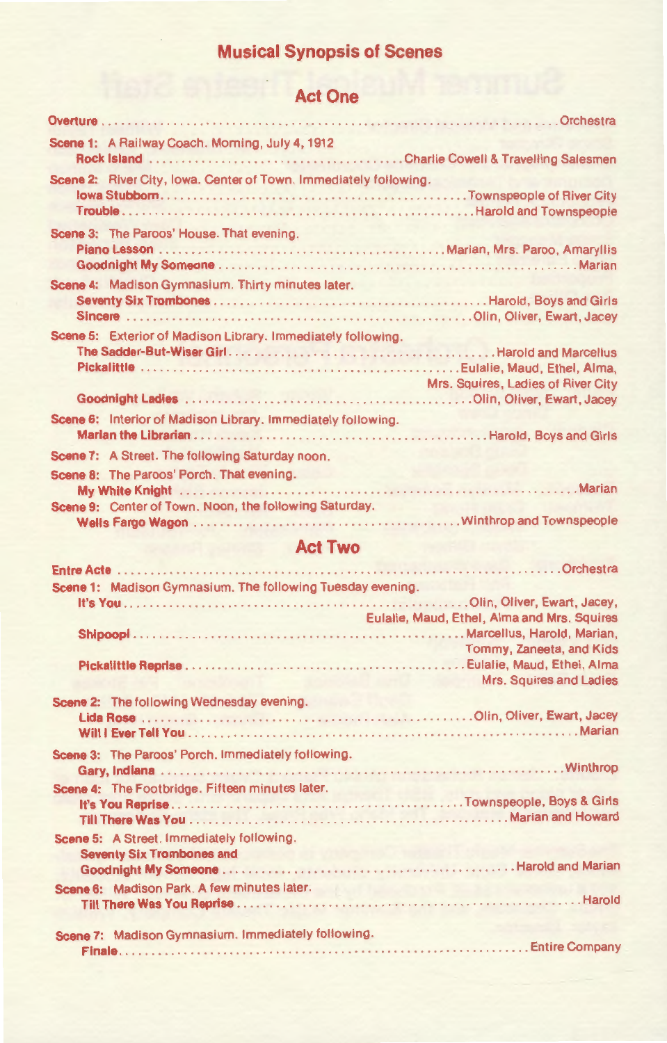# Musical Synopsis of Scenes

## Act One

**Overture** .......... Orchestra

**Scene 1:** A Railway Coach. Morning, July 4, 1912
- **Rock Island** .......... Charlie Cowell & Travelling Salesmen

**Scene 2:** River City, Iowa. Center of Town. Immediately following.
- **Iowa Stubborn** .......... Townspeople of River City
- **Trouble** .......... Harold and Townspeople

**Scene 3:** The Paroos' House. That evening.
- **Piano Lesson** .......... Marian, Mrs. Paroo, Amaryllis
- **Goodnight My Someone** .......... Marian

**Scene 4:** Madison Gymnasium. Thirty minutes later.
- **Seventy Six Trombones** .......... Harold, Boys and Girls
- **Sincere** .......... Olin, Oliver, Ewart, Jacey

**Scene 5:** Exterior of Madison Library. Immediately following.
- **The Sadder-But-Wiser Girl** .......... Harold and Marcellus
- **Pickalittle** .......... Eulalie, Maud, Ethel, Alma, Mrs. Squires, Ladies of River City
- **Goodnight Ladies** .......... Olin, Oliver, Ewart, Jacey

**Scene 6:** Interior of Madison Library. Immediately following.
- **Marian the Librarian** .......... Harold, Boys and Girls

**Scene 7:** A Street. The following Saturday noon.

**Scene 8:** The Paroos' Porch. That evening.
- **My White Knight** .......... Marian

**Scene 9:** Center of Town. Noon, the following Saturday.
- **Wells Fargo Wagon** .......... Winthrop and Townspeople

## Act Two

**Entre Acte** .......... Orchestra

**Scene 1:** Madison Gymnasium. The following Tuesday evening.
- **It's You** .......... Olin, Oliver, Ewart, Jacey, Eulalie, Maud, Ethel, Alma and Mrs. Squires
- **Shipoopi** .......... Marcellus, Harold, Marian, Tommy, Zaneeta, and Kids
- **Pickalittle Reprise** .......... Eulalie, Maud, Ethel, Alma Mrs. Squires and Ladies

**Scene 2:** The following Wednesday evening.
- **Lida Rose** .......... Olin, Oliver, Ewart, Jacey
- **Will I Ever Tell You** .......... Marian

**Scene 3:** The Paroos' Porch. Immediately following.
- **Gary, Indiana** .......... Winthrop

**Scene 4:** The Footbridge. Fifteen minutes later.
- **It's You Reprise** .......... Townspeople, Boys & Girls
- **Till There Was You** .......... Marian and Howard

**Scene 5:** A Street. Immediately following.
- **Seventy Six Trombones and Goodnight My Someone** .......... Harold and Marian

**Scene 6:** Madison Park. A few minutes later.
- **Till There Was You Reprise** .......... Harold

**Scene 7:** Madison Gymnasium. Immediately following.
- **Finale** .......... Entire Company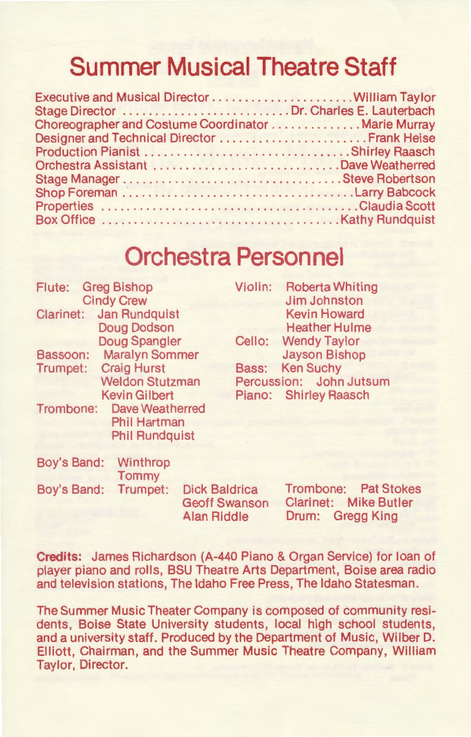# Summer Musical Theatre Staff

Executive and Musical Director ....................... William Taylor
Stage Director ........................ Dr. Charles E. Lauterbach
Choreographer and Costume Coordinator ............. Marie Murray
Designer and Technical Director ....................... Frank Heise
Production Pianist ................................ Shirley Raasch
Orchestra Assistant ............................ Dave Weatherred
Stage Manager .................................. Steve Robertson
Shop Foreman ..................................... Larry Babcock
Properties ......................................... Claudia Scott
Box Office ...................................... Kathy Rundquist

# Orchestra Personnel

Flute: Greg Bishop
Cindy Crew

Clarinet: Jan Rundquist
Doug Dodson
Doug Spangler

Bassoon: Maralyn Sommer

Trumpet: Craig Hurst
Weldon Stutzman
Kevin Gilbert

Trombone: Dave Weatherred
Phil Hartman
Phil Rundquist

Violin: Roberta Whiting
Jim Johnston
Kevin Howard
Heather Hulme

Cello: Wendy Taylor
Jayson Bishop

Bass: Ken Suchy

Percussion: John Jutsum

Piano: Shirley Raasch

Boy's Band: Winthrop
Tommy

Boy's Band: Trumpet: Dick Baldrica
Geoff Swanson
Alan Riddle

Trombone: Pat Stokes
Clarinet: Mike Butler
Drum: Gregg King

**Credits:** James Richardson (A-440 Piano & Organ Service) for loan of player piano and rolls, BSU Theatre Arts Department, Boise area radio and television stations, The Idaho Free Press, The Idaho Statesman.

The Summer Music Theater Company is composed of community residents, Boise State University students, local high school students, and a university staff. Produced by the Department of Music, Wilber D. Elliott, Chairman, and the Summer Music Theatre Company, William Taylor, Director.